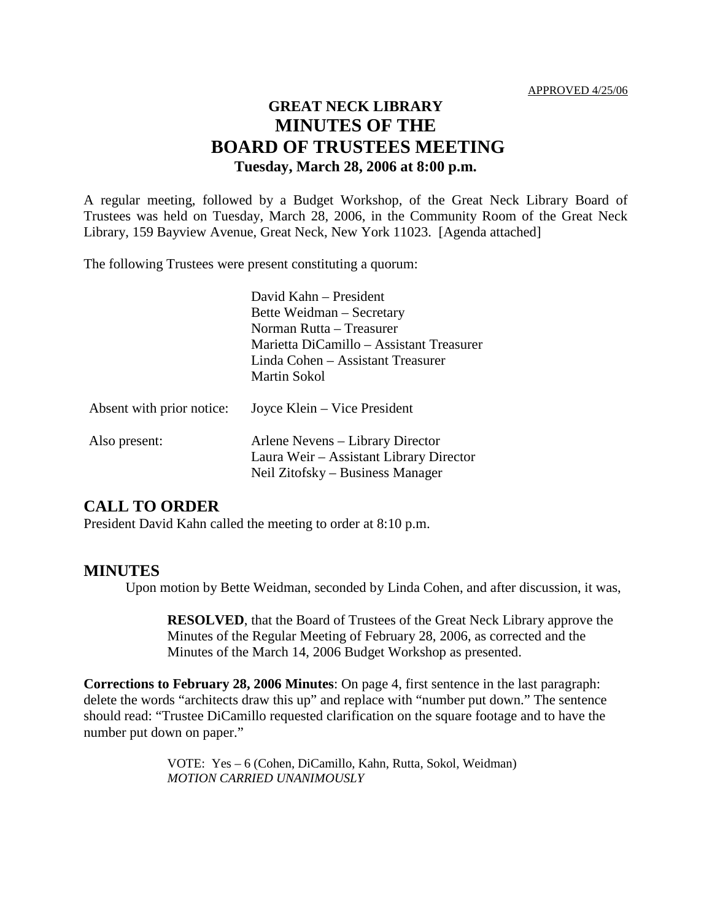APPROVED 4/25/06

# GREAT NECK LIBRARY
# MINUTES OF THE
# BOARD OF TRUSTEES MEETING
### Tuesday, March 28, 2006 at 8:00 p.m.

A regular meeting, followed by a Budget Workshop, of the Great Neck Library Board of Trustees was held on Tuesday, March 28, 2006, in the Community Room of the Great Neck Library, 159 Bayview Avenue, Great Neck, New York 11023. [Agenda attached]

The following Trustees were present constituting a quorum:

David Kahn – President
Bette Weidman – Secretary
Norman Rutta – Treasurer
Marietta DiCamillo – Assistant Treasurer
Linda Cohen – Assistant Treasurer
Martin Sokol

Absent with prior notice: Joyce Klein – Vice President

Also present: Arlene Nevens – Library Director
Laura Weir – Assistant Library Director
Neil Zitofsky – Business Manager

## CALL TO ORDER

President David Kahn called the meeting to order at 8:10 p.m.

## MINUTES

Upon motion by Bette Weidman, seconded by Linda Cohen, and after discussion, it was,

> **RESOLVED**, that the Board of Trustees of the Great Neck Library approve the Minutes of the Regular Meeting of February 28, 2006, as corrected and the Minutes of the March 14, 2006 Budget Workshop as presented.

**Corrections to February 28, 2006 Minutes**: On page 4, first sentence in the last paragraph: delete the words "architects draw this up" and replace with "number put down." The sentence should read: "Trustee DiCamillo requested clarification on the square footage and to have the number put down on paper."

> VOTE: Yes – 6 (Cohen, DiCamillo, Kahn, Rutta, Sokol, Weidman)
> *MOTION CARRIED UNANIMOUSLY*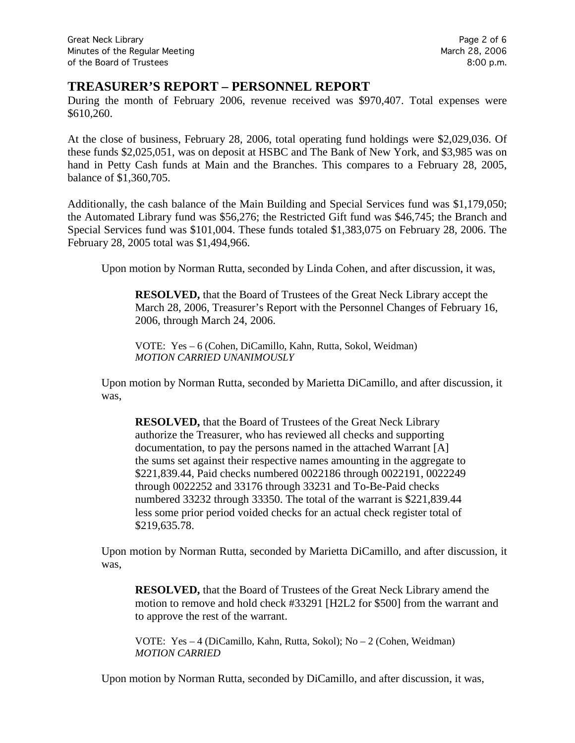## TREASURER'S REPORT – PERSONNEL REPORT

During the month of February 2006, revenue received was $970,407. Total expenses were $610,260.

At the close of business, February 28, 2006, total operating fund holdings were $2,029,036. Of these funds $2,025,051, was on deposit at HSBC and The Bank of New York, and $3,985 was on hand in Petty Cash funds at Main and the Branches. This compares to a February 28, 2005, balance of $1,360,705.

Additionally, the cash balance of the Main Building and Special Services fund was $1,179,050; the Automated Library fund was $56,276; the Restricted Gift fund was $46,745; the Branch and Special Services fund was $101,004. These funds totaled $1,383,075 on February 28, 2006. The February 28, 2005 total was $1,494,966.

Upon motion by Norman Rutta, seconded by Linda Cohen, and after discussion, it was,

> **RESOLVED,** that the Board of Trustees of the Great Neck Library accept the March 28, 2006, Treasurer's Report with the Personnel Changes of February 16, 2006, through March 24, 2006.
>
> VOTE: Yes – 6 (Cohen, DiCamillo, Kahn, Rutta, Sokol, Weidman)
> *MOTION CARRIED UNANIMOUSLY*

Upon motion by Norman Rutta, seconded by Marietta DiCamillo, and after discussion, it was,

> **RESOLVED,** that the Board of Trustees of the Great Neck Library authorize the Treasurer, who has reviewed all checks and supporting documentation, to pay the persons named in the attached Warrant [A] the sums set against their respective names amounting in the aggregate to $221,839.44, Paid checks numbered 0022186 through 0022191, 0022249 through 0022252 and 33176 through 33231 and To-Be-Paid checks numbered 33232 through 33350. The total of the warrant is $221,839.44 less some prior period voided checks for an actual check register total of $219,635.78.

Upon motion by Norman Rutta, seconded by Marietta DiCamillo, and after discussion, it was,

> **RESOLVED,** that the Board of Trustees of the Great Neck Library amend the motion to remove and hold check #33291 [H2L2 for $500] from the warrant and to approve the rest of the warrant.
>
> VOTE: Yes – 4 (DiCamillo, Kahn, Rutta, Sokol); No – 2 (Cohen, Weidman)
> *MOTION CARRIED*

Upon motion by Norman Rutta, seconded by DiCamillo, and after discussion, it was,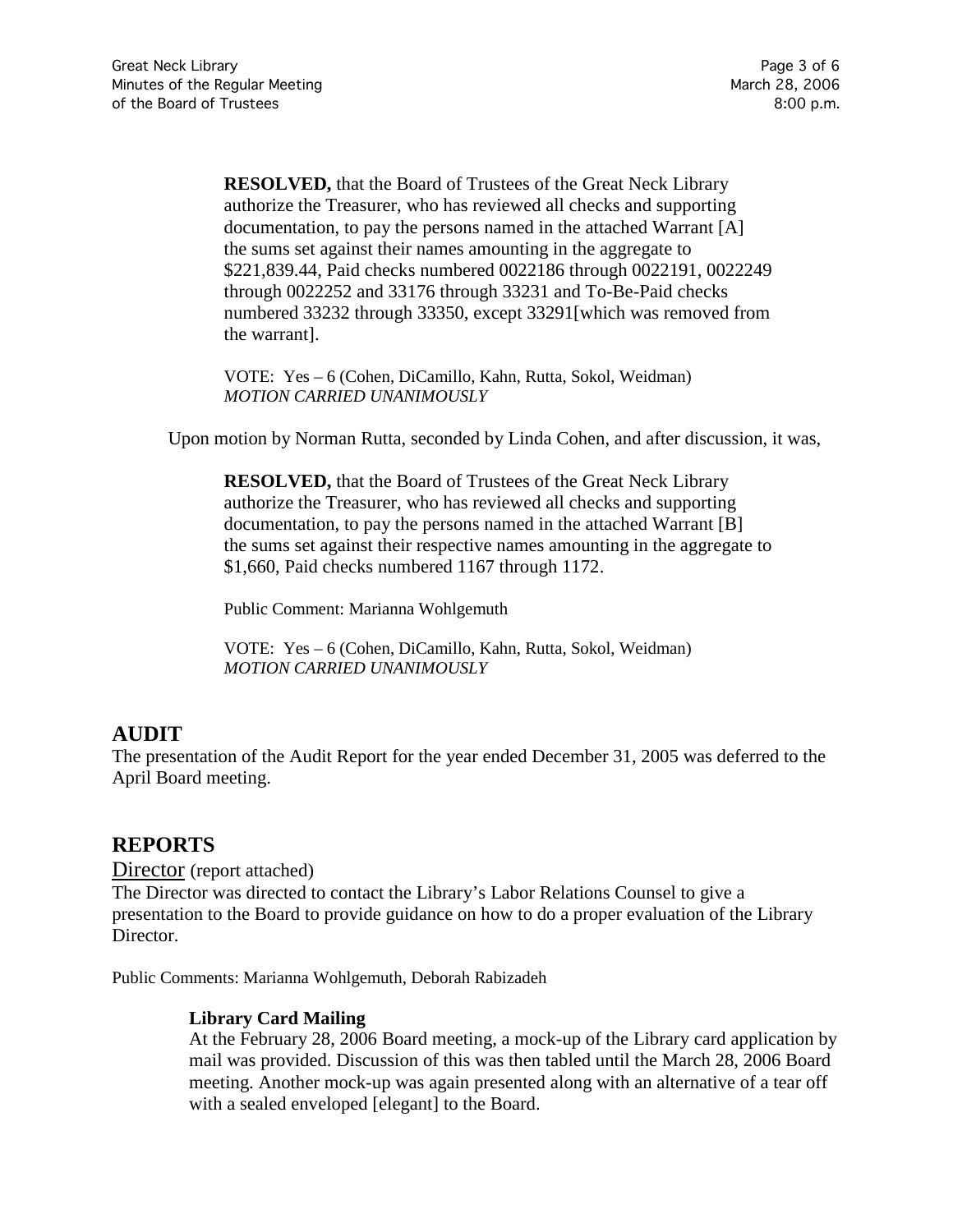**RESOLVED,** that the Board of Trustees of the Great Neck Library authorize the Treasurer, who has reviewed all checks and supporting documentation, to pay the persons named in the attached Warrant [A] the sums set against their names amounting in the aggregate to $221,839.44, Paid checks numbered 0022186 through 0022191, 0022249 through 0022252 and 33176 through 33231 and To-Be-Paid checks numbered 33232 through 33350, except 33291[which was removed from the warrant].

VOTE: Yes – 6 (Cohen, DiCamillo, Kahn, Rutta, Sokol, Weidman)
*MOTION CARRIED UNANIMOUSLY*

Upon motion by Norman Rutta, seconded by Linda Cohen, and after discussion, it was,

**RESOLVED,** that the Board of Trustees of the Great Neck Library authorize the Treasurer, who has reviewed all checks and supporting documentation, to pay the persons named in the attached Warrant [B] the sums set against their respective names amounting in the aggregate to $1,660, Paid checks numbered 1167 through 1172.

Public Comment: Marianna Wohlgemuth

VOTE: Yes – 6 (Cohen, DiCamillo, Kahn, Rutta, Sokol, Weidman)
*MOTION CARRIED UNANIMOUSLY*

## AUDIT

The presentation of the Audit Report for the year ended December 31, 2005 was deferred to the April Board meeting.

## REPORTS

Director (report attached)

The Director was directed to contact the Library's Labor Relations Counsel to give a presentation to the Board to provide guidance on how to do a proper evaluation of the Library Director.

Public Comments: Marianna Wohlgemuth, Deborah Rabizadeh

**Library Card Mailing**

At the February 28, 2006 Board meeting, a mock-up of the Library card application by mail was provided. Discussion of this was then tabled until the March 28, 2006 Board meeting. Another mock-up was again presented along with an alternative of a tear off with a sealed enveloped [elegant] to the Board.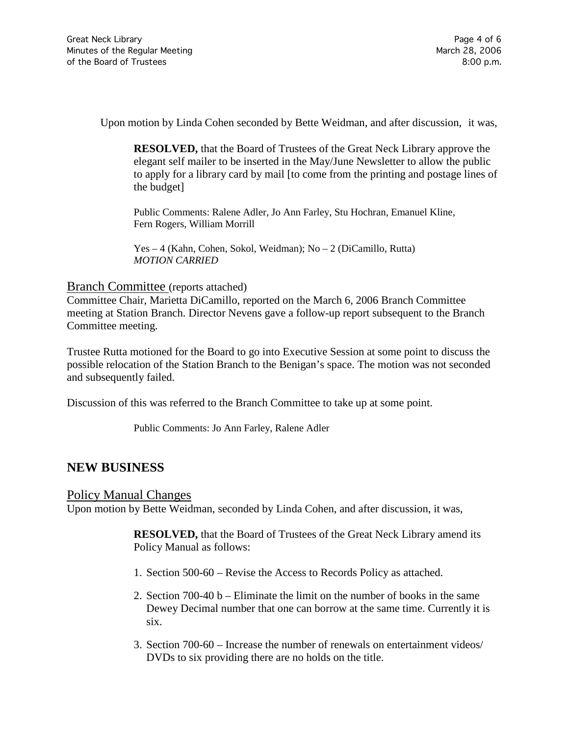Upon motion by Linda Cohen seconded by Bette Weidman, and after discussion, it was,

> **RESOLVED,** that the Board of Trustees of the Great Neck Library approve the elegant self mailer to be inserted in the May/June Newsletter to allow the public to apply for a library card by mail [to come from the printing and postage lines of the budget]
>
> Public Comments: Ralene Adler, Jo Ann Farley, Stu Hochran, Emanuel Kline, Fern Rogers, William Morrill
>
> Yes – 4 (Kahn, Cohen, Sokol, Weidman); No – 2 (DiCamillo, Rutta)
> *MOTION CARRIED*

## Branch Committee (reports attached)

Committee Chair, Marietta DiCamillo, reported on the March 6, 2006 Branch Committee meeting at Station Branch. Director Nevens gave a follow-up report subsequent to the Branch Committee meeting.

Trustee Rutta motioned for the Board to go into Executive Session at some point to discuss the possible relocation of the Station Branch to the Benigan's space. The motion was not seconded and subsequently failed.

Discussion of this was referred to the Branch Committee to take up at some point.

> Public Comments: Jo Ann Farley, Ralene Adler

# NEW BUSINESS

## Policy Manual Changes

Upon motion by Bette Weidman, seconded by Linda Cohen, and after discussion, it was,

> **RESOLVED,** that the Board of Trustees of the Great Neck Library amend its Policy Manual as follows:
>
> 1. Section 500-60 – Revise the Access to Records Policy as attached.
> 2. Section 700-40 b – Eliminate the limit on the number of books in the same Dewey Decimal number that one can borrow at the same time. Currently it is six.
> 3. Section 700-60 – Increase the number of renewals on entertainment videos/ DVDs to six providing there are no holds on the title.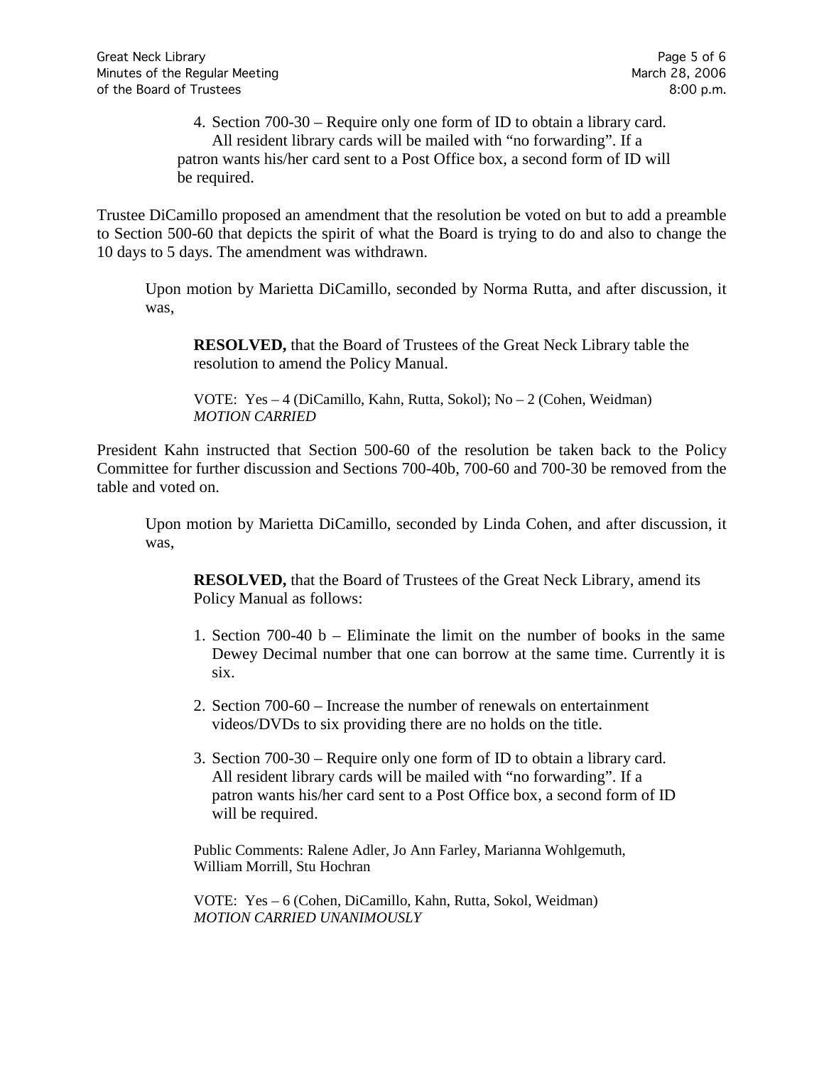4. Section 700-30 – Require only one form of ID to obtain a library card. All resident library cards will be mailed with "no forwarding". If a patron wants his/her card sent to a Post Office box, a second form of ID will be required.

Trustee DiCamillo proposed an amendment that the resolution be voted on but to add a preamble to Section 500-60 that depicts the spirit of what the Board is trying to do and also to change the 10 days to 5 days. The amendment was withdrawn.

Upon motion by Marietta DiCamillo, seconded by Norma Rutta, and after discussion, it was,

> **RESOLVED,** that the Board of Trustees of the Great Neck Library table the resolution to amend the Policy Manual.
>
> VOTE: Yes – 4 (DiCamillo, Kahn, Rutta, Sokol); No – 2 (Cohen, Weidman)
> *MOTION CARRIED*

President Kahn instructed that Section 500-60 of the resolution be taken back to the Policy Committee for further discussion and Sections 700-40b, 700-60 and 700-30 be removed from the table and voted on.

Upon motion by Marietta DiCamillo, seconded by Linda Cohen, and after discussion, it was,

> **RESOLVED,** that the Board of Trustees of the Great Neck Library, amend its Policy Manual as follows:
>
> 1. Section 700-40 b – Eliminate the limit on the number of books in the same Dewey Decimal number that one can borrow at the same time. Currently it is six.
> 2. Section 700-60 – Increase the number of renewals on entertainment videos/DVDs to six providing there are no holds on the title.
> 3. Section 700-30 – Require only one form of ID to obtain a library card. All resident library cards will be mailed with "no forwarding". If a patron wants his/her card sent to a Post Office box, a second form of ID will be required.
>
> Public Comments: Ralene Adler, Jo Ann Farley, Marianna Wohlgemuth, William Morrill, Stu Hochran
>
> VOTE: Yes – 6 (Cohen, DiCamillo, Kahn, Rutta, Sokol, Weidman)
> *MOTION CARRIED UNANIMOUSLY*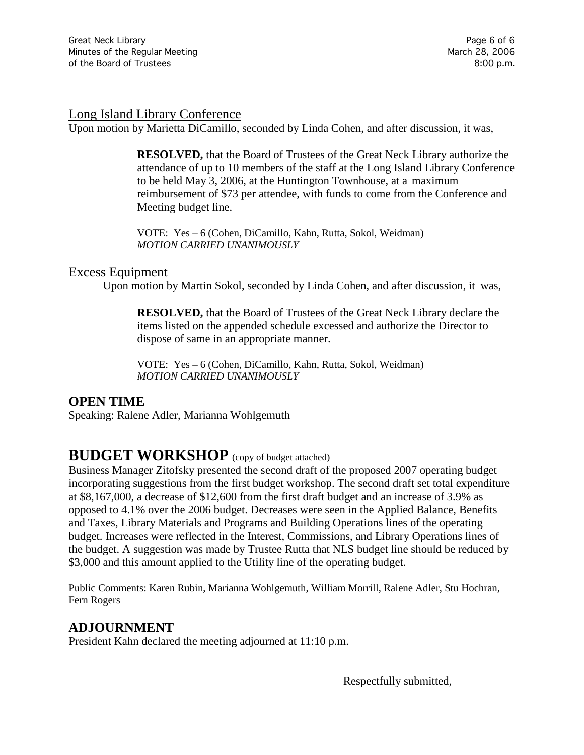## Long Island Library Conference

Upon motion by Marietta DiCamillo, seconded by Linda Cohen, and after discussion, it was,

> **RESOLVED,** that the Board of Trustees of the Great Neck Library authorize the attendance of up to 10 members of the staff at the Long Island Library Conference to be held May 3, 2006, at the Huntington Townhouse, at a maximum reimbursement of $73 per attendee, with funds to come from the Conference and Meeting budget line.
>
> VOTE: Yes – 6 (Cohen, DiCamillo, Kahn, Rutta, Sokol, Weidman)
> *MOTION CARRIED UNANIMOUSLY*

## Excess Equipment

Upon motion by Martin Sokol, seconded by Linda Cohen, and after discussion, it was,

> **RESOLVED,** that the Board of Trustees of the Great Neck Library declare the items listed on the appended schedule excessed and authorize the Director to dispose of same in an appropriate manner.
>
> VOTE: Yes – 6 (Cohen, DiCamillo, Kahn, Rutta, Sokol, Weidman)
> *MOTION CARRIED UNANIMOUSLY*

## OPEN TIME

Speaking: Ralene Adler, Marianna Wohlgemuth

# BUDGET WORKSHOP (copy of budget attached)

Business Manager Zitofsky presented the second draft of the proposed 2007 operating budget incorporating suggestions from the first budget workshop. The second draft set total expenditure at $8,167,000, a decrease of $12,600 from the first draft budget and an increase of 3.9% as opposed to 4.1% over the 2006 budget. Decreases were seen in the Applied Balance, Benefits and Taxes, Library Materials and Programs and Building Operations lines of the operating budget. Increases were reflected in the Interest, Commissions, and Library Operations lines of the budget. A suggestion was made by Trustee Rutta that NLS budget line should be reduced by $3,000 and this amount applied to the Utility line of the operating budget.

Public Comments: Karen Rubin, Marianna Wohlgemuth, William Morrill, Ralene Adler, Stu Hochran, Fern Rogers

## ADJOURNMENT

President Kahn declared the meeting adjourned at 11:10 p.m.

Respectfully submitted,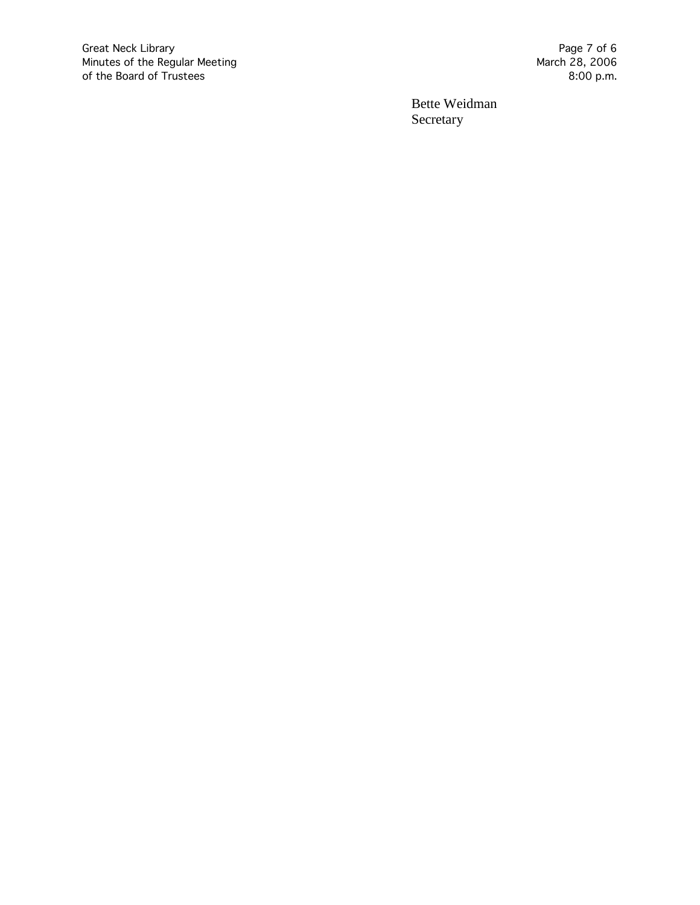Bette Weidman
Secretary